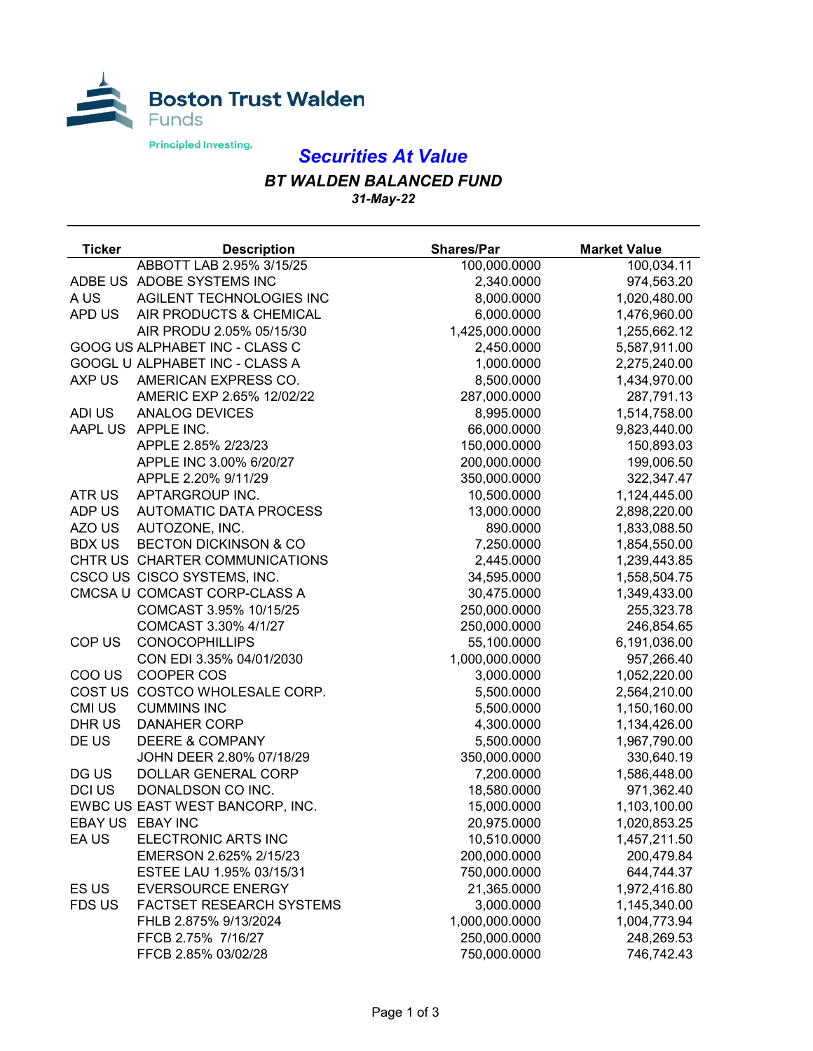Boston Trust Walden Funds

Principled Investing.

# Securities At Value

## BT WALDEN BALANCED FUND

*31-May-22*

| Ticker | Description | Shares/Par | Market Value |
|---|---|---|---|
| | ABBOTT LAB 2.95% 3/15/25 | 100,000.0000 | 100,034.11 |
| ADBE US | ADOBE SYSTEMS INC | 2,340.0000 | 974,563.20 |
| A US | AGILENT TECHNOLOGIES INC | 8,000.0000 | 1,020,480.00 |
| APD US | AIR PRODUCTS & CHEMICAL | 6,000.0000 | 1,476,960.00 |
| | AIR PRODU 2.05% 05/15/30 | 1,425,000.0000 | 1,255,662.12 |
| GOOG US | ALPHABET INC - CLASS C | 2,450.0000 | 5,587,911.00 |
| GOOGL U | ALPHABET INC - CLASS A | 1,000.0000 | 2,275,240.00 |
| AXP US | AMERICAN EXPRESS CO. | 8,500.0000 | 1,434,970.00 |
| | AMERIC EXP 2.65% 12/02/22 | 287,000.0000 | 287,791.13 |
| ADI US | ANALOG DEVICES | 8,995.0000 | 1,514,758.00 |
| AAPL US | APPLE INC. | 66,000.0000 | 9,823,440.00 |
| | APPLE 2.85% 2/23/23 | 150,000.0000 | 150,893.03 |
| | APPLE INC 3.00% 6/20/27 | 200,000.0000 | 199,006.50 |
| | APPLE 2.20% 9/11/29 | 350,000.0000 | 322,347.47 |
| ATR US | APTARGROUP INC. | 10,500.0000 | 1,124,445.00 |
| ADP US | AUTOMATIC DATA PROCESS | 13,000.0000 | 2,898,220.00 |
| AZO US | AUTOZONE, INC. | 890.0000 | 1,833,088.50 |
| BDX US | BECTON DICKINSON & CO | 7,250.0000 | 1,854,550.00 |
| CHTR US | CHARTER COMMUNICATIONS | 2,445.0000 | 1,239,443.85 |
| CSCO US | CISCO SYSTEMS, INC. | 34,595.0000 | 1,558,504.75 |
| CMCSA U | COMCAST CORP-CLASS A | 30,475.0000 | 1,349,433.00 |
| | COMCAST 3.95% 10/15/25 | 250,000.0000 | 255,323.78 |
| | COMCAST 3.30% 4/1/27 | 250,000.0000 | 246,854.65 |
| COP US | CONOCOPHILLIPS | 55,100.0000 | 6,191,036.00 |
| | CON EDI 3.35% 04/01/2030 | 1,000,000.0000 | 957,266.40 |
| COO US | COOPER COS | 3,000.0000 | 1,052,220.00 |
| COST US | COSTCO WHOLESALE CORP. | 5,500.0000 | 2,564,210.00 |
| CMI US | CUMMINS INC | 5,500.0000 | 1,150,160.00 |
| DHR US | DANAHER CORP | 4,300.0000 | 1,134,426.00 |
| DE US | DEERE & COMPANY | 5,500.0000 | 1,967,790.00 |
| | JOHN DEER 2.80% 07/18/29 | 350,000.0000 | 330,640.19 |
| DG US | DOLLAR GENERAL CORP | 7,200.0000 | 1,586,448.00 |
| DCI US | DONALDSON CO INC. | 18,580.0000 | 971,362.40 |
| EWBC US | EAST WEST BANCORP, INC. | 15,000.0000 | 1,103,100.00 |
| EBAY US | EBAY INC | 20,975.0000 | 1,020,853.25 |
| EA US | ELECTRONIC ARTS INC | 10,510.0000 | 1,457,211.50 |
| | EMERSON 2.625% 2/15/23 | 200,000.0000 | 200,479.84 |
| | ESTEE LAU 1.95% 03/15/31 | 750,000.0000 | 644,744.37 |
| ES US | EVERSOURCE ENERGY | 21,365.0000 | 1,972,416.80 |
| FDS US | FACTSET RESEARCH SYSTEMS | 3,000.0000 | 1,145,340.00 |
| | FHLB 2.875% 9/13/2024 | 1,000,000.0000 | 1,004,773.94 |
| | FFCB 2.75% 7/16/27 | 250,000.0000 | 248,269.53 |
| | FFCB 2.85% 03/02/28 | 750,000.0000 | 746,742.43 |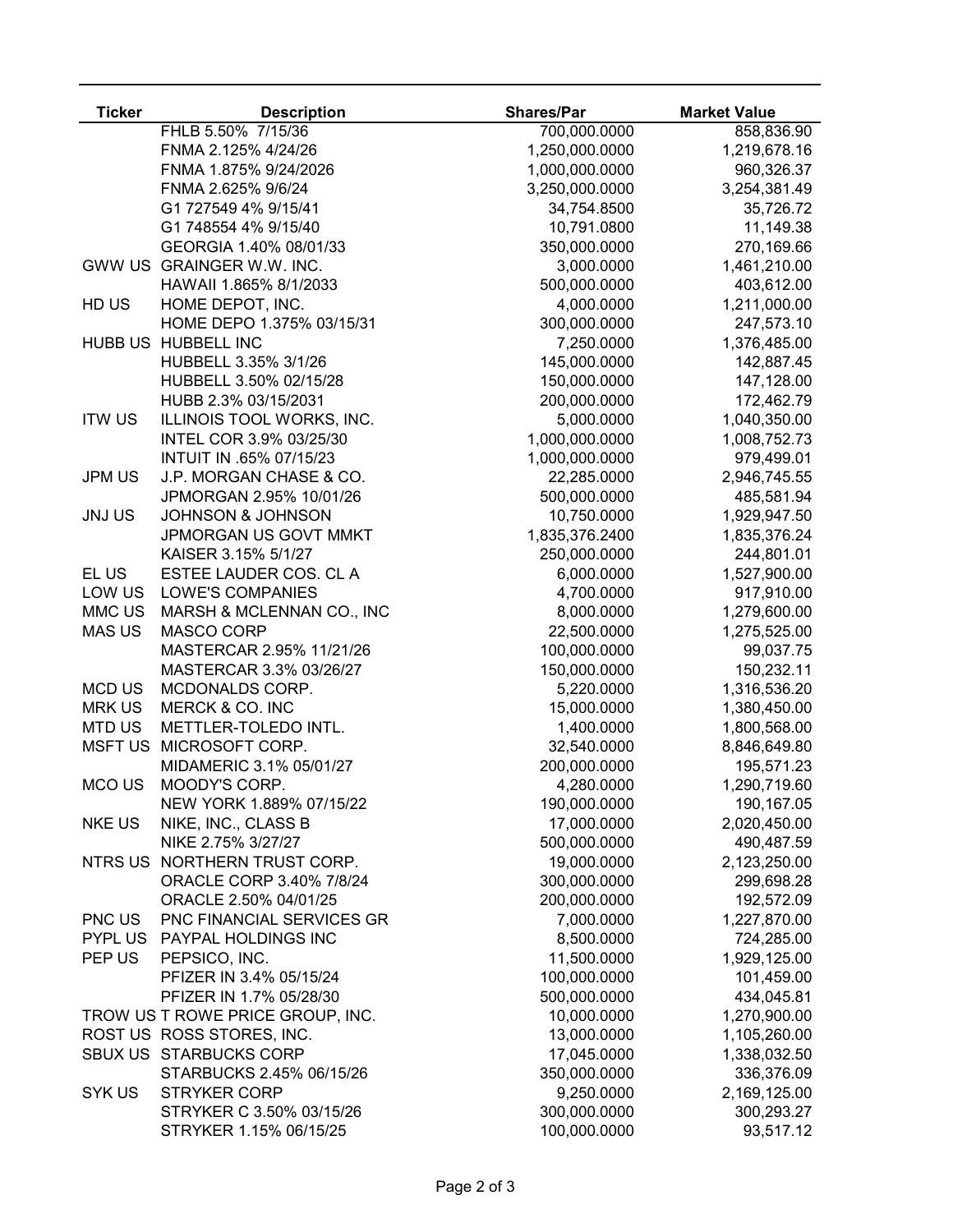| Ticker | Description | Shares/Par | Market Value |
|---|---|---|---|
| | FHLB 5.50% 7/15/36 | 700,000.0000 | 858,836.90 |
| | FNMA 2.125% 4/24/26 | 1,250,000.0000 | 1,219,678.16 |
| | FNMA 1.875% 9/24/2026 | 1,000,000.0000 | 960,326.37 |
| | FNMA 2.625% 9/6/24 | 3,250,000.0000 | 3,254,381.49 |
| | G1 727549 4% 9/15/41 | 34,754.8500 | 35,726.72 |
| | G1 748554 4% 9/15/40 | 10,791.0800 | 11,149.38 |
| | GEORGIA 1.40% 08/01/33 | 350,000.0000 | 270,169.66 |
| GWW US | GRAINGER W.W. INC. | 3,000.0000 | 1,461,210.00 |
| | HAWAII 1.865% 8/1/2033 | 500,000.0000 | 403,612.00 |
| HD US | HOME DEPOT, INC. | 4,000.0000 | 1,211,000.00 |
| | HOME DEPO 1.375% 03/15/31 | 300,000.0000 | 247,573.10 |
| HUBB US | HUBBELL INC | 7,250.0000 | 1,376,485.00 |
| | HUBBELL 3.35% 3/1/26 | 145,000.0000 | 142,887.45 |
| | HUBBELL 3.50% 02/15/28 | 150,000.0000 | 147,128.00 |
| | HUBB 2.3% 03/15/2031 | 200,000.0000 | 172,462.79 |
| ITW US | ILLINOIS TOOL WORKS, INC. | 5,000.0000 | 1,040,350.00 |
| | INTEL COR 3.9% 03/25/30 | 1,000,000.0000 | 1,008,752.73 |
| | INTUIT IN .65% 07/15/23 | 1,000,000.0000 | 979,499.01 |
| JPM US | J.P. MORGAN CHASE & CO. | 22,285.0000 | 2,946,745.55 |
| | JPMORGAN 2.95% 10/01/26 | 500,000.0000 | 485,581.94 |
| JNJ US | JOHNSON & JOHNSON | 10,750.0000 | 1,929,947.50 |
| | JPMORGAN US GOVT MMKT | 1,835,376.2400 | 1,835,376.24 |
| | KAISER 3.15% 5/1/27 | 250,000.0000 | 244,801.01 |
| EL US | ESTEE LAUDER COS. CL A | 6,000.0000 | 1,527,900.00 |
| LOW US | LOWE'S COMPANIES | 4,700.0000 | 917,910.00 |
| MMC US | MARSH & MCLENNAN CO., INC | 8,000.0000 | 1,279,600.00 |
| MAS US | MASCO CORP | 22,500.0000 | 1,275,525.00 |
| | MASTERCAR 2.95% 11/21/26 | 100,000.0000 | 99,037.75 |
| | MASTERCAR 3.3% 03/26/27 | 150,000.0000 | 150,232.11 |
| MCD US | MCDONALDS CORP. | 5,220.0000 | 1,316,536.20 |
| MRK US | MERCK & CO. INC | 15,000.0000 | 1,380,450.00 |
| MTD US | METTLER-TOLEDO INTL. | 1,400.0000 | 1,800,568.00 |
| MSFT US | MICROSOFT CORP. | 32,540.0000 | 8,846,649.80 |
| | MIDAMERIC 3.1% 05/01/27 | 200,000.0000 | 195,571.23 |
| MCO US | MOODY'S CORP. | 4,280.0000 | 1,290,719.60 |
| | NEW YORK 1.889% 07/15/22 | 190,000.0000 | 190,167.05 |
| NKE US | NIKE, INC., CLASS B | 17,000.0000 | 2,020,450.00 |
| | NIKE 2.75% 3/27/27 | 500,000.0000 | 490,487.59 |
| NTRS US | NORTHERN TRUST CORP. | 19,000.0000 | 2,123,250.00 |
| | ORACLE CORP 3.40% 7/8/24 | 300,000.0000 | 299,698.28 |
| | ORACLE 2.50% 04/01/25 | 200,000.0000 | 192,572.09 |
| PNC US | PNC FINANCIAL SERVICES GR | 7,000.0000 | 1,227,870.00 |
| PYPL US | PAYPAL HOLDINGS INC | 8,500.0000 | 724,285.00 |
| PEP US | PEPSICO, INC. | 11,500.0000 | 1,929,125.00 |
| | PFIZER IN 3.4% 05/15/24 | 100,000.0000 | 101,459.00 |
| | PFIZER IN 1.7% 05/28/30 | 500,000.0000 | 434,045.81 |
| TROW US | T ROWE PRICE GROUP, INC. | 10,000.0000 | 1,270,900.00 |
| ROST US | ROSS STORES, INC. | 13,000.0000 | 1,105,260.00 |
| SBUX US | STARBUCKS CORP | 17,045.0000 | 1,338,032.50 |
| | STARBUCKS 2.45% 06/15/26 | 350,000.0000 | 336,376.09 |
| SYK US | STRYKER CORP | 9,250.0000 | 2,169,125.00 |
| | STRYKER C 3.50% 03/15/26 | 300,000.0000 | 300,293.27 |
| | STRYKER 1.15% 06/15/25 | 100,000.0000 | 93,517.12 |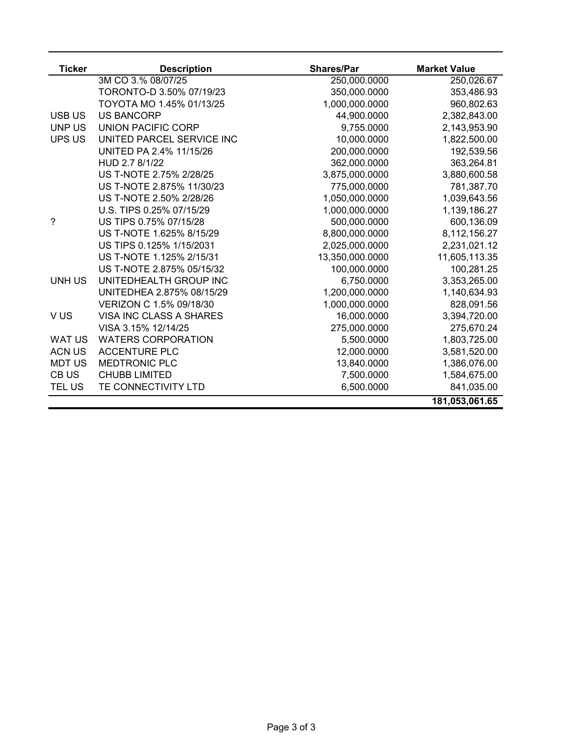| Ticker | Description | Shares/Par | Market Value |
|---|---|---|---|
| | 3M CO 3.% 08/07/25 | 250,000.0000 | 250,026.67 |
| | TORONTO-D 3.50% 07/19/23 | 350,000.0000 | 353,486.93 |
| | TOYOTA MO 1.45% 01/13/25 | 1,000,000.0000 | 960,802.63 |
| USB US | US BANCORP | 44,900.0000 | 2,382,843.00 |
| UNP US | UNION PACIFIC CORP | 9,755.0000 | 2,143,953.90 |
| UPS US | UNITED PARCEL SERVICE INC | 10,000.0000 | 1,822,500.00 |
| | UNITED PA 2.4% 11/15/26 | 200,000.0000 | 192,539.56 |
| | HUD 2.7 8/1/22 | 362,000.0000 | 363,264.81 |
| | US T-NOTE 2.75% 2/28/25 | 3,875,000.0000 | 3,880,600.58 |
| | US T-NOTE 2.875% 11/30/23 | 775,000.0000 | 781,387.70 |
| | US T-NOTE 2.50% 2/28/26 | 1,050,000.0000 | 1,039,643.56 |
| | U.S. TIPS 0.25% 07/15/29 | 1,000,000.0000 | 1,139,186.27 |
| ? | US TIPS 0.75% 07/15/28 | 500,000.0000 | 600,136.09 |
| | US T-NOTE 1.625% 8/15/29 | 8,800,000.0000 | 8,112,156.27 |
| | US TIPS 0.125% 1/15/2031 | 2,025,000.0000 | 2,231,021.12 |
| | US T-NOTE 1.125% 2/15/31 | 13,350,000.0000 | 11,605,113.35 |
| | US T-NOTE 2.875% 05/15/32 | 100,000.0000 | 100,281.25 |
| UNH US | UNITEDHEALTH GROUP INC | 6,750.0000 | 3,353,265.00 |
| | UNITEDHEA 2.875% 08/15/29 | 1,200,000.0000 | 1,140,634.93 |
| | VERIZON C 1.5% 09/18/30 | 1,000,000.0000 | 828,091.56 |
| V US | VISA INC CLASS A SHARES | 16,000.0000 | 3,394,720.00 |
| | VISA 3.15% 12/14/25 | 275,000.0000 | 275,670.24 |
| WAT US | WATERS CORPORATION | 5,500.0000 | 1,803,725.00 |
| ACN US | ACCENTURE PLC | 12,000.0000 | 3,581,520.00 |
| MDT US | MEDTRONIC PLC | 13,840.0000 | 1,386,076.00 |
| CB US | CHUBB LIMITED | 7,500.0000 | 1,584,675.00 |
| TEL US | TE CONNECTIVITY LTD | 6,500.0000 | 841,035.00 |
| | | | **181,053,061.65** |